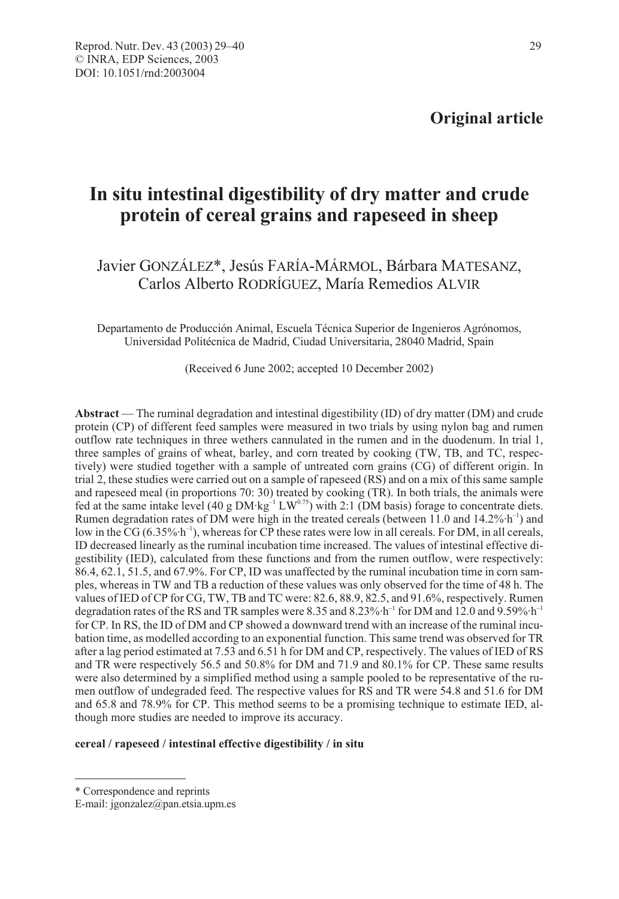**Original article**

# In situ intestinal digestibility of dry matter and crude protein of cereal grains and rapeseed in sheep

Javier GONZÁLEZ*, Jesús FARÍA-MÁRMOL, Bárbara MATESANZ, Carlos Alberto RODRÍGUEZ, María Remedios ALVIR

Departamento de Producción Animal, Escuela Técnica Superior de Ingenieros Agrónomos, Universidad Politécnica de Madrid, Ciudad Universitaria, 28040 Madrid, Spain

(Received 6 June 2002; accepted 10 December 2002)

**Abstract** — The ruminal degradation and intestinal digestibility (ID) of dry matter (DM) and crude protein (CP) of different feed samples were measured in two trials by using nylon bag and rumen outflow rate techniques in three wethers cannulated in the rumen and in the duodenum. In trial 1, three samples of grains of wheat, barley, and corn treated by cooking (TW, TB, and TC, respectively) were studied together with a sample of untreated corn grains (CG) of different origin. In trial 2, these studies were carried out on a sample of rapeseed (RS) and on a mix of this same sample and rapeseed meal (in proportions 70: 30) treated by cooking (TR). In both trials, the animals were fed at the same intake level (40 g $DM \cdot kg^{-1} LW^{0.75}$) with 2:1 (DM basis) forage to concentrate diets. Rumen degradation rates of DM were high in the treated cereals (between 11.0 and $14.2\% \cdot h^{-1}$) and low in the CG ($6.35\% \cdot h^{-1}$), whereas for CP these rates were low in all cereals. For DM, in all cereals, ID decreased linearly as the ruminal incubation time increased. The values of intestinal effective digestibility (IED), calculated from these functions and from the rumen outflow, were respectively: 86.4, 62.1, 51.5, and 67.9%. For CP, ID was unaffected by the ruminal incubation time in corn samples, whereas in TW and TB a reduction of these values was only observed for the time of 48 h. The values of IED of CP for CG, TW, TB and TC were: 82.6, 88.9, 82.5, and 91.6%, respectively. Rumen degradation rates of the RS and TR samples were 8.35 and $8.23\% \cdot h^{-1}$ for DM and 12.0 and $9.59\% \cdot h^{-1}$ for CP. In RS, the ID of DM and CP showed a downward trend with an increase of the ruminal incubation time, as modelled according to an exponential function. This same trend was observed for TR after a lag period estimated at 7.53 and 6.51 h for DM and CP, respectively. The values of IED of RS and TR were respectively 56.5 and 50.8% for DM and 71.9 and 80.1% for CP. These same results were also determined by a simplified method using a sample pooled to be representative of the rumen outflow of undegraded feed. The respective values for RS and TR were 54.8 and 51.6 for DM and 65.8 and 78.9% for CP. This method seems to be a promising technique to estimate IED, although more studies are needed to improve its accuracy.

**cereal / rapeseed / intestinal effective digestibility / in situ**

---

* Correspondence and reprints
E-mail: jgonzalez@pan.etsia.upm.es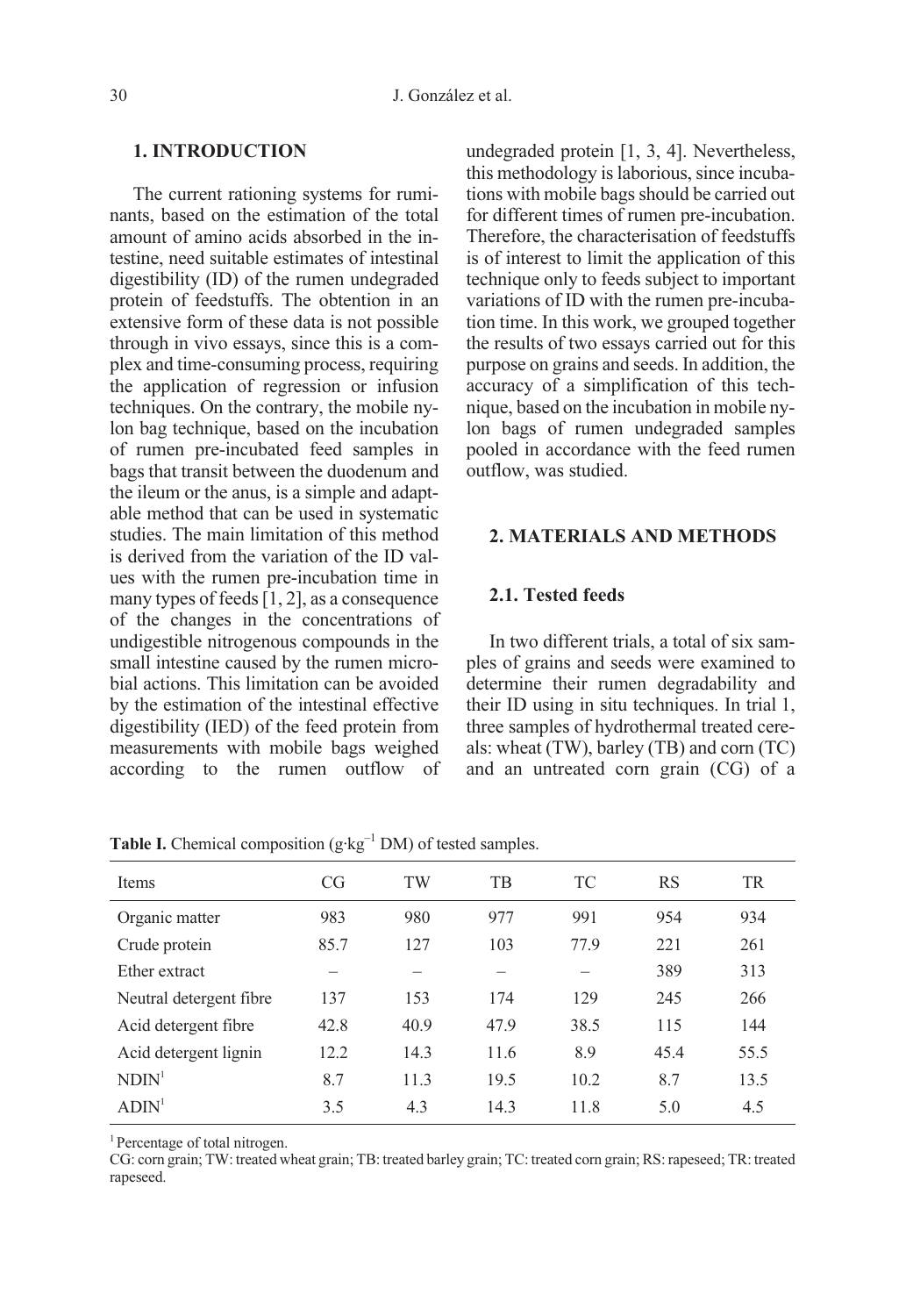## 1. INTRODUCTION

The current rationing systems for ruminants, based on the estimation of the total amount of amino acids absorbed in the intestine, need suitable estimates of intestinal digestibility (ID) of the rumen undegraded protein of feedstuffs. The obtention in an extensive form of these data is not possible through in vivo essays, since this is a complex and time-consuming process, requiring the application of regression or infusion techniques. On the contrary, the mobile nylon bag technique, based on the incubation of rumen pre-incubated feed samples in bags that transit between the duodenum and the ileum or the anus, is a simple and adaptable method that can be used in systematic studies. The main limitation of this method is derived from the variation of the ID values with the rumen pre-incubation time in many types of feeds [1, 2], as a consequence of the changes in the concentrations of undigestible nitrogenous compounds in the small intestine caused by the rumen microbial actions. This limitation can be avoided by the estimation of the intestinal effective digestibility (IED) of the feed protein from measurements with mobile bags weighed according to the rumen outflow of undegraded protein [1, 3, 4]. Nevertheless, this methodology is laborious, since incubations with mobile bags should be carried out for different times of rumen pre-incubation. Therefore, the characterisation of feedstuffs is of interest to limit the application of this technique only to feeds subject to important variations of ID with the rumen pre-incubation time. In this work, we grouped together the results of two essays carried out for this purpose on grains and seeds. In addition, the accuracy of a simplification of this technique, based on the incubation in mobile nylon bags of rumen undegraded samples pooled in accordance with the feed rumen outflow, was studied.

## 2. MATERIALS AND METHODS

### 2.1. Tested feeds

In two different trials, a total of six samples of grains and seeds were examined to determine their rumen degradability and their ID using in situ techniques. In trial 1, three samples of hydrothermal treated cereals: wheat (TW), barley (TB) and corn (TC) and an untreated corn grain (CG) of a

**Table I.** Chemical composition ($g \cdot kg^{-1}$ DM) of tested samples.

| Items | CG | TW | TB | TC | RS | TR |
|---|---|---|---|---|---|---|
| Organic matter | 983 | 980 | 977 | 991 | 954 | 934 |
| Crude protein | 85.7 | 127 | 103 | 77.9 | 221 | 261 |
| Ether extract | – | – | – | – | 389 | 313 |
| Neutral detergent fibre | 137 | 153 | 174 | 129 | 245 | 266 |
| Acid detergent fibre | 42.8 | 40.9 | 47.9 | 38.5 | 115 | 144 |
| Acid detergent lignin | 12.2 | 14.3 | 11.6 | 8.9 | 45.4 | 55.5 |
| NDIN[1] | 8.7 | 11.3 | 19.5 | 10.2 | 8.7 | 13.5 |
| ADIN[1] | 3.5 | 4.3 | 14.3 | 11.8 | 5.0 | 4.5 |

[1] Percentage of total nitrogen.
CG: corn grain; TW: treated wheat grain; TB: treated barley grain; TC: treated corn grain; RS: rapeseed; TR: treated rapeseed.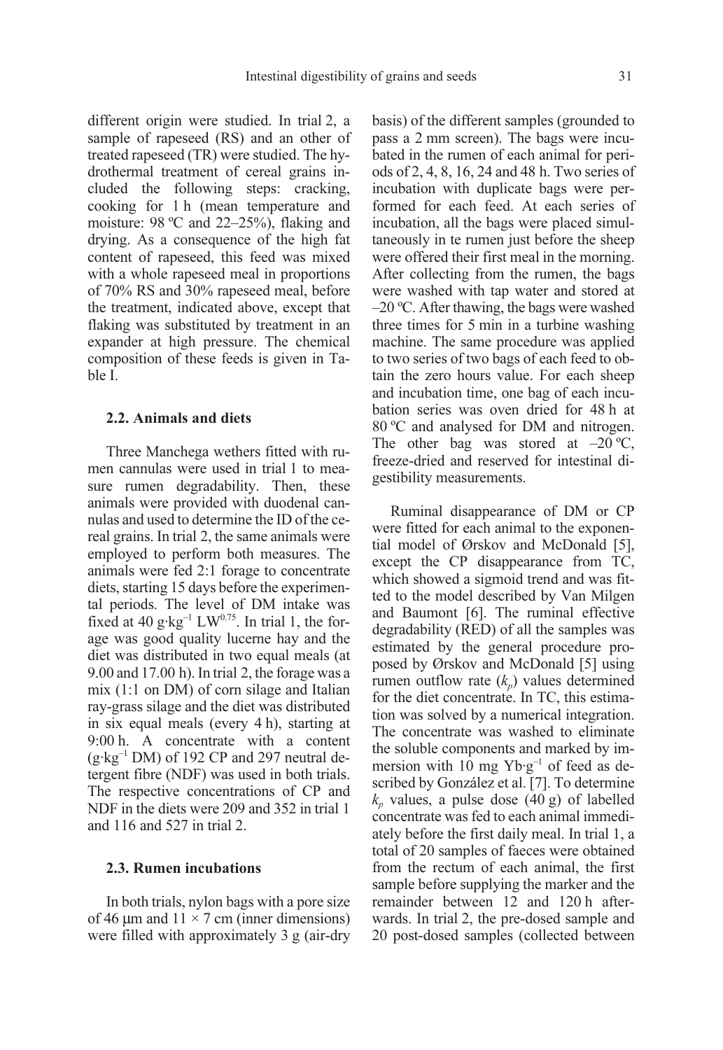different origin were studied. In trial 2, a sample of rapeseed (RS) and an other of treated rapeseed (TR) were studied. The hydrothermal treatment of cereal grains included the following steps: cracking, cooking for 1 h (mean temperature and moisture: 98 ºC and 22–25%), flaking and drying. As a consequence of the high fat content of rapeseed, this feed was mixed with a whole rapeseed meal in proportions of 70% RS and 30% rapeseed meal, before the treatment, indicated above, except that flaking was substituted by treatment in an expander at high pressure. The chemical composition of these feeds is given in Table I.

### 2.2. Animals and diets

Three Manchega wethers fitted with rumen cannulas were used in trial 1 to measure rumen degradability. Then, these animals were provided with duodenal cannulas and used to determine the ID of the cereal grains. In trial 2, the same animals were employed to perform both measures. The animals were fed 2:1 forage to concentrate diets, starting 15 days before the experimental periods. The level of DM intake was fixed at 40 $g \cdot kg^{-1}$ $LW^{0.75}$. In trial 1, the forage was good quality lucerne hay and the diet was distributed in two equal meals (at 9.00 and 17.00 h). In trial 2, the forage was a mix (1:1 on DM) of corn silage and Italian ray-grass silage and the diet was distributed in six equal meals (every 4 h), starting at 9:00 h. A concentrate with a content ($g \cdot kg^{-1}$ DM) of 192 CP and 297 neutral detergent fibre (NDF) was used in both trials. The respective concentrations of CP and NDF in the diets were 209 and 352 in trial 1 and 116 and 527 in trial 2.

### 2.3. Rumen incubations

In both trials, nylon bags with a pore size of 46 μm and 11 × 7 cm (inner dimensions) were filled with approximately 3 g (air-dry basis) of the different samples (grounded to pass a 2 mm screen). The bags were incubated in the rumen of each animal for periods of 2, 4, 8, 16, 24 and 48 h. Two series of incubation with duplicate bags were performed for each feed. At each series of incubation, all the bags were placed simultaneously in te rumen just before the sheep were offered their first meal in the morning. After collecting from the rumen, the bags were washed with tap water and stored at –20 ºC. After thawing, the bags were washed three times for 5 min in a turbine washing machine. The same procedure was applied to two series of two bags of each feed to obtain the zero hours value. For each sheep and incubation time, one bag of each incubation series was oven dried for 48 h at 80 ºC and analysed for DM and nitrogen. The other bag was stored at –20 ºC, freeze-dried and reserved for intestinal digestibility measurements.

Ruminal disappearance of DM or CP were fitted for each animal to the exponential model of Ørskov and McDonald [5], except the CP disappearance from TC, which showed a sigmoid trend and was fitted to the model described by Van Milgen and Baumont [6]. The ruminal effective degradability (RED) of all the samples was estimated by the general procedure proposed by Ørskov and McDonald [5] using rumen outflow rate ($k_p$) values determined for the diet concentrate. In TC, this estimation was solved by a numerical integration. The concentrate was washed to eliminate the soluble components and marked by immersion with 10 mg $Yb \cdot g^{-1}$ of feed as described by González et al. [7]. To determine $k_p$ values, a pulse dose (40 g) of labelled concentrate was fed to each animal immediately before the first daily meal. In trial 1, a total of 20 samples of faeces were obtained from the rectum of each animal, the first sample before supplying the marker and the remainder between 12 and 120 h afterwards. In trial 2, the pre-dosed sample and 20 post-dosed samples (collected between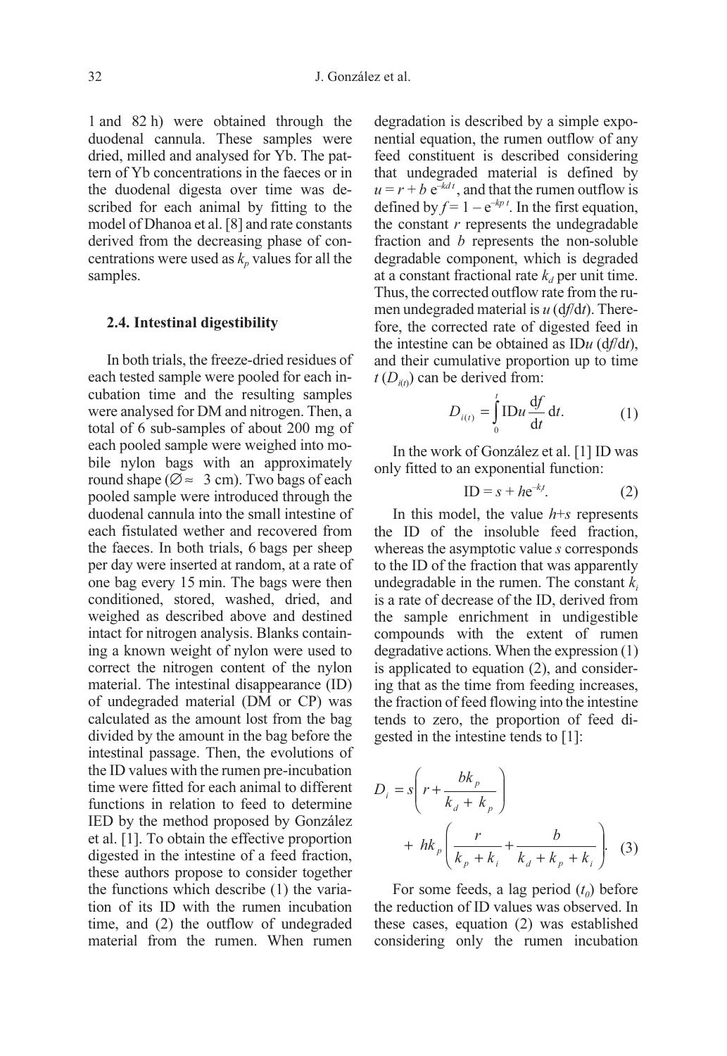1 and 82 h) were obtained through the duodenal cannula. These samples were dried, milled and analysed for Yb. The pattern of Yb concentrations in the faeces or in the duodenal digesta over time was described for each animal by fitting to the model of Dhanoa et al. [8] and rate constants derived from the decreasing phase of concentrations were used as $k_p$ values for all the samples.

### 2.4. Intestinal digestibility

In both trials, the freeze-dried residues of each tested sample were pooled for each incubation time and the resulting samples were analysed for DM and nitrogen. Then, a total of 6 sub-samples of about 200 mg of each pooled sample were weighed into mobile nylon bags with an approximately round shape (∅ ≈ 3 cm). Two bags of each pooled sample were introduced through the duodenal cannula into the small intestine of each fistulated wether and recovered from the faeces. In both trials, 6 bags per sheep per day were inserted at random, at a rate of one bag every 15 min. The bags were then conditioned, stored, washed, dried, and weighed as described above and destined intact for nitrogen analysis. Blanks containing a known weight of nylon were used to correct the nitrogen content of the nylon material. The intestinal disappearance (ID) of undegraded material (DM or CP) was calculated as the amount lost from the bag divided by the amount in the bag before the intestinal passage. Then, the evolutions of the ID values with the rumen pre-incubation time were fitted for each animal to different functions in relation to feed to determine IED by the method proposed by González et al. [1]. To obtain the effective proportion digested in the intestine of a feed fraction, these authors propose to consider together the functions which describe (1) the variation of its ID with the rumen incubation time, and (2) the outflow of undegraded material from the rumen. When rumen degradation is described by a simple exponential equation, the rumen outflow of any feed constituent is described considering that undegraded material is defined by $u = r + b\,e^{-kd\,t}$, and that the rumen outflow is defined by $f = 1 - e^{-kp\,t}$. In the first equation, the constant $r$ represents the undegradable fraction and $b$ represents the non-soluble degradable component, which is degraded at a constant fractional rate $k_d$ per unit time. Thus, the corrected outflow rate from the rumen undegraded material is $u\,(\mathrm{d}f/\mathrm{d}t)$. Therefore, the corrected rate of digested feed in the intestine can be obtained as $\mathrm{ID}u\,(\mathrm{d}f/\mathrm{d}t)$, and their cumulative proportion up to time $t$ ($D_{i(t)}$) can be derived from:

$$D_{i(t)} = \int_0^t \mathrm{ID}u \frac{\mathrm{d}f}{\mathrm{d}t}\,\mathrm{d}t. \quad (1)$$

In the work of González et al. [1] ID was only fitted to an exponential function:

$$\mathrm{ID} = s + h\mathrm{e}^{-k_i t}. \quad (2)$$

In this model, the value $h$+$s$ represents the ID of the insoluble feed fraction, whereas the asymptotic value $s$ corresponds to the ID of the fraction that was apparently undegradable in the rumen. The constant $k_i$ is a rate of decrease of the ID, derived from the sample enrichment in undigestible compounds with the extent of rumen degradative actions. When the expression (1) is applicated to equation (2), and considering that as the time from feeding increases, the fraction of feed flowing into the intestine tends to zero, the proportion of feed digested in the intestine tends to [1]:

$$D_i = s\left(r + \frac{bk_p}{k_d + k_p}\right) + hk_p\left(\frac{r}{k_p + k_i} + \frac{b}{k_d + k_p + k_i}\right). \quad (3)$$

For some feeds, a lag period ($t_0$) before the reduction of ID values was observed. In these cases, equation (2) was established considering only the rumen incubation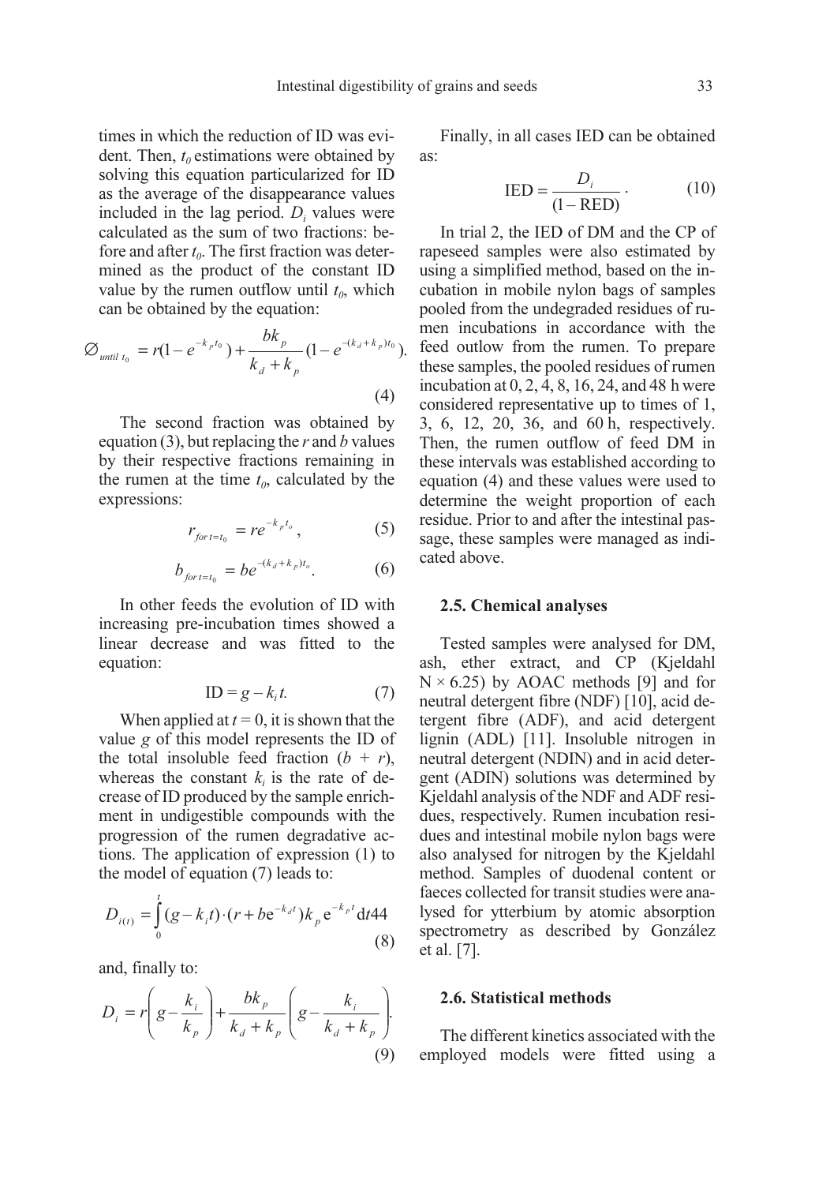times in which the reduction of ID was evident. Then, $t_0$ estimations were obtained by solving this equation particularized for ID as the average of the disappearance values included in the lag period. $D_i$ values were calculated as the sum of two fractions: before and after $t_0$. The first fraction was determined as the product of the constant ID value by the rumen outflow until $t_0$, which can be obtained by the equation:

$$\varnothing_{until\ t_0} = r(1 - e^{-k_p t_0}) + \frac{bk_p}{k_d + k_p}(1 - e^{-(k_d + k_p)t_0}). \tag{4}$$

The second fraction was obtained by equation (3), but replacing the $r$ and $b$ values by their respective fractions remaining in the rumen at the time $t_0$, calculated by the expressions:

$$r_{for\ t=t_0} = re^{-k_p t_o}, \tag{5}$$

$$b_{for\ t=t_0} = be^{-(k_d + k_p)t_o}. \tag{6}$$

In other feeds the evolution of ID with increasing pre-incubation times showed a linear decrease and was fitted to the equation:

$$\mathrm{ID} = g - k_i t. \tag{7}$$

When applied at $t = 0$, it is shown that the value $g$ of this model represents the ID of the total insoluble feed fraction ($b + r$), whereas the constant $k_i$ is the rate of decrease of ID produced by the sample enrichment in undigestible compounds with the progression of the rumen degradative actions. The application of expression (1) to the model of equation (7) leads to:

$$D_{i(t)} = \int_0^t (g - k_i t) \cdot (r + b\mathrm{e}^{-k_d t}) k_p \mathrm{e}^{-k_p t} \mathrm{d}t44 \tag{8}$$

and, finally to:

$$D_i = r\left(g - \frac{k_i}{k_p}\right) + \frac{bk_p}{k_d + k_p}\left(g - \frac{k_i}{k_d + k_p}\right). \tag{9}$$

Finally, in all cases IED can be obtained as:

$$\mathrm{IED} = \frac{D_i}{(1 - \mathrm{RED})}. \tag{10}$$

In trial 2, the IED of DM and the CP of rapeseed samples were also estimated by using a simplified method, based on the incubation in mobile nylon bags of samples pooled from the undegraded residues of rumen incubations in accordance with the feed outlow from the rumen. To prepare these samples, the pooled residues of rumen incubation at 0, 2, 4, 8, 16, 24, and 48 h were considered representative up to times of 1, 3, 6, 12, 20, 36, and 60 h, respectively. Then, the rumen outflow of feed DM in these intervals was established according to equation (4) and these values were used to determine the weight proportion of each residue. Prior to and after the intestinal passage, these samples were managed as indicated above.

### 2.5. Chemical analyses

Tested samples were analysed for DM, ash, ether extract, and CP (Kjeldahl N × 6.25) by AOAC methods [9] and for neutral detergent fibre (NDF) [10], acid detergent fibre (ADF), and acid detergent lignin (ADL) [11]. Insoluble nitrogen in neutral detergent (NDIN) and in acid detergent (ADIN) solutions was determined by Kjeldahl analysis of the NDF and ADF residues, respectively. Rumen incubation residues and intestinal mobile nylon bags were also analysed for nitrogen by the Kjeldahl method. Samples of duodenal content or faeces collected for transit studies were analysed for ytterbium by atomic absorption spectrometry as described by González et al. [7].

### 2.6. Statistical methods

The different kinetics associated with the employed models were fitted using a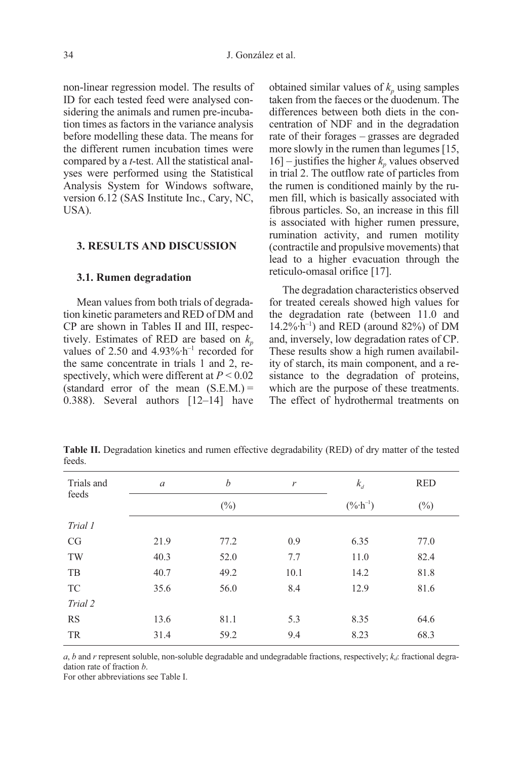non-linear regression model. The results of ID for each tested feed were analysed considering the animals and rumen pre-incubation times as factors in the variance analysis before modelling these data. The means for the different rumen incubation times were compared by a *t*-test. All the statistical analyses were performed using the Statistical Analysis System for Windows software, version 6.12 (SAS Institute Inc., Cary, NC, USA).

## 3. RESULTS AND DISCUSSION

### 3.1. Rumen degradation

Mean values from both trials of degradation kinetic parameters and RED of DM and CP are shown in Tables II and III, respectively. Estimates of RED are based on $k_p$ values of 2.50 and 4.93%·$h^{-1}$ recorded for the same concentrate in trials 1 and 2, respectively, which were different at $P < 0.02$ (standard error of the mean (S.E.M.) = 0.388). Several authors [12–14] have obtained similar values of $k_p$ using samples taken from the faeces or the duodenum. The differences between both diets in the concentration of NDF and in the degradation rate of their forages – grasses are degraded more slowly in the rumen than legumes [15, 16] – justifies the higher $k_p$ values observed in trial 2. The outflow rate of particles from the rumen is conditioned mainly by the rumen fill, which is basically associated with fibrous particles. So, an increase in this fill is associated with higher rumen pressure, rumination activity, and rumen motility (contractile and propulsive movements) that lead to a higher evacuation through the reticulo-omasal orifice [17].

The degradation characteristics observed for treated cereals showed high values for the degradation rate (between 11.0 and 14.2%·$h^{-1}$) and RED (around 82%) of DM and, inversely, low degradation rates of CP. These results show a high rumen availability of starch, its main component, and a resistance to the degradation of proteins, which are the purpose of these treatments. The effect of hydrothermal treatments on

**Table II.** Degradation kinetics and rumen effective degradability (RED) of dry matter of the tested feeds.

| Trials and feeds | $a$ | $b$ | $r$ | $k_d$ | RED |
|---|---|---|---|---|---|
| | | (%) | | (%·$h^{-1}$) | (%) |
| *Trial 1* | | | | | |
| CG | 21.9 | 77.2 | 0.9 | 6.35 | 77.0 |
| TW | 40.3 | 52.0 | 7.7 | 11.0 | 82.4 |
| TB | 40.7 | 49.2 | 10.1 | 14.2 | 81.8 |
| TC | 35.6 | 56.0 | 8.4 | 12.9 | 81.6 |
| *Trial 2* | | | | | |
| RS | 13.6 | 81.1 | 5.3 | 8.35 | 64.6 |
| TR | 31.4 | 59.2 | 9.4 | 8.23 | 68.3 |

$a$, $b$ and $r$ represent soluble, non-soluble degradable and undegradable fractions, respectively; $k_d$: fractional degradation rate of fraction $b$.
For other abbreviations see Table I.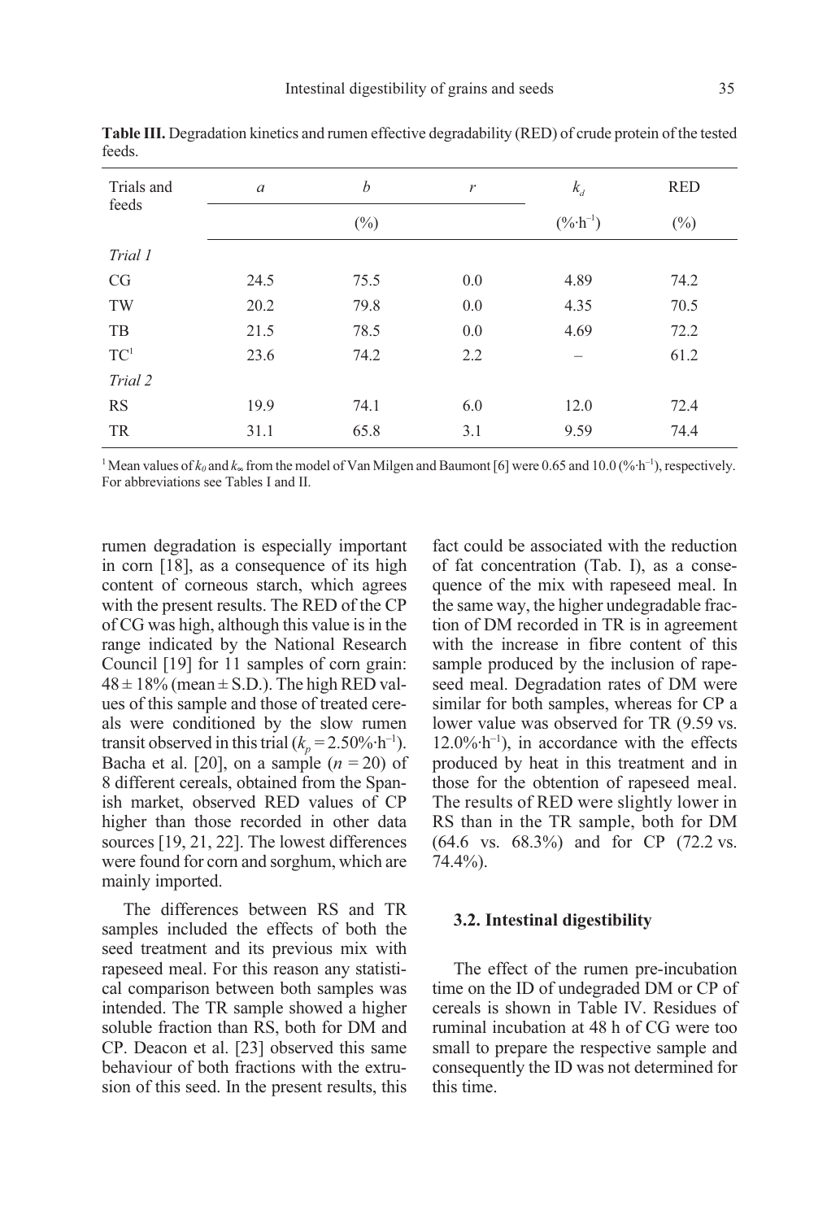**Table III.** Degradation kinetics and rumen effective degradability (RED) of crude protein of the tested feeds.

| Trials and feeds | $a$ | $b$ | $r$ | $k_d$ | RED |
|---|---|---|---|---|---|
| | (%) | | | (%·h$^{-1}$) | (%) |
| *Trial 1* | | | | | |
| CG | 24.5 | 75.5 | 0.0 | 4.89 | 74.2 |
| TW | 20.2 | 79.8 | 0.0 | 4.35 | 70.5 |
| TB | 21.5 | 78.5 | 0.0 | 4.69 | 72.2 |
| TC[1] | 23.6 | 74.2 | 2.2 | – | 61.2 |
| *Trial 2* | | | | | |
| RS | 19.9 | 74.1 | 6.0 | 12.0 | 72.4 |
| TR | 31.1 | 65.8 | 3.1 | 9.59 | 74.4 |

[1] Mean values of $k_0$ and $k_\infty$ from the model of Van Milgen and Baumont [6] were 0.65 and 10.0 (%·h$^{-1}$), respectively. For abbreviations see Tables I and II.

rumen degradation is especially important in corn [18], as a consequence of its high content of corneous starch, which agrees with the present results. The RED of the CP of CG was high, although this value is in the range indicated by the National Research Council [19] for 11 samples of corn grain: $48 \pm 18\%$ (mean ± S.D.). The high RED values of this sample and those of treated cereals were conditioned by the slow rumen transit observed in this trial ($k_p = 2.50\%\cdot h^{-1}$). Bacha et al. [20], on a sample ($n = 20$) of 8 different cereals, obtained from the Spanish market, observed RED values of CP higher than those recorded in other data sources [19, 21, 22]. The lowest differences were found for corn and sorghum, which are mainly imported.

The differences between RS and TR samples included the effects of both the seed treatment and its previous mix with rapeseed meal. For this reason any statistical comparison between both samples was intended. The TR sample showed a higher soluble fraction than RS, both for DM and CP. Deacon et al. [23] observed this same behaviour of both fractions with the extrusion of this seed. In the present results, this fact could be associated with the reduction of fat concentration (Tab. I), as a consequence of the mix with rapeseed meal. In the same way, the higher undegradable fraction of DM recorded in TR is in agreement with the increase in fibre content of this sample produced by the inclusion of rapeseed meal. Degradation rates of DM were similar for both samples, whereas for CP a lower value was observed for TR (9.59 vs. 12.0%·h$^{-1}$), in accordance with the effects produced by heat in this treatment and in those for the obtention of rapeseed meal. The results of RED were slightly lower in RS than in the TR sample, both for DM (64.6 vs. 68.3%) and for CP (72.2 vs. 74.4%).

### 3.2. Intestinal digestibility

The effect of the rumen pre-incubation time on the ID of undegraded DM or CP of cereals is shown in Table IV. Residues of ruminal incubation at 48 h of CG were too small to prepare the respective sample and consequently the ID was not determined for this time.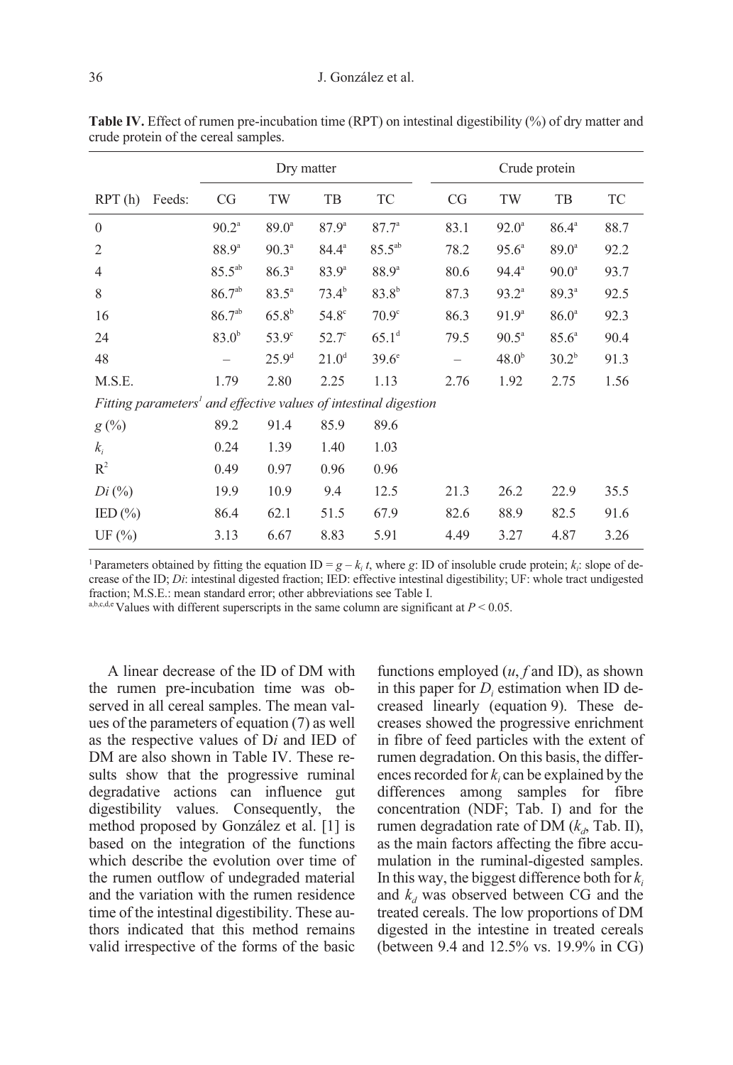**Table IV.** Effect of rumen pre-incubation time (RPT) on intestinal digestibility (%) of dry matter and crude protein of the cereal samples.

| | | Dry matter | | | | Crude protein | | | |
|---|---|---|---|---|---|---|---|---|---|
| RPT (h) | Feeds: | CG | TW | TB | TC | CG | TW | TB | TC |
| 0 | | $90.2^{a}$ | $89.0^{a}$ | $87.9^{a}$ | $87.7^{a}$ | 83.1 | $92.0^{a}$ | $86.4^{a}$ | 88.7 |
| 2 | | $88.9^{a}$ | $90.3^{a}$ | $84.4^{a}$ | $85.5^{ab}$ | 78.2 | $95.6^{a}$ | $89.0^{a}$ | 92.2 |
| 4 | | $85.5^{ab}$ | $86.3^{a}$ | $83.9^{a}$ | $88.9^{a}$ | 80.6 | $94.4^{a}$ | $90.0^{a}$ | 93.7 |
| 8 | | $86.7^{ab}$ | $83.5^{a}$ | $73.4^{b}$ | $83.8^{b}$ | 87.3 | $93.2^{a}$ | $89.3^{a}$ | 92.5 |
| 16 | | $86.7^{ab}$ | $65.8^{b}$ | $54.8^{c}$ | $70.9^{c}$ | 86.3 | $91.9^{a}$ | $86.0^{a}$ | 92.3 |
| 24 | | $83.0^{b}$ | $53.9^{c}$ | $52.7^{c}$ | $65.1^{d}$ | 79.5 | $90.5^{a}$ | $85.6^{a}$ | 90.4 |
| 48 | | – | $25.9^{d}$ | $21.0^{d}$ | $39.6^{e}$ | – | $48.0^{b}$ | $30.2^{b}$ | 91.3 |
| M.S.E. | | 1.79 | 2.80 | 2.25 | 1.13 | 2.76 | 1.92 | 2.75 | 1.56 |
| *Fitting parameters[1] and effective values of intestinal digestion* | | | | | | | | | |
| $g$ (%) | | 89.2 | 91.4 | 85.9 | 89.6 | | | | |
| $k_i$ | | 0.24 | 1.39 | 1.40 | 1.03 | | | | |
| $R^2$ | | 0.49 | 0.97 | 0.96 | 0.96 | | | | |
| $Di$ (%) | | 19.9 | 10.9 | 9.4 | 12.5 | 21.3 | 26.2 | 22.9 | 35.5 |
| IED (%) | | 86.4 | 62.1 | 51.5 | 67.9 | 82.6 | 88.9 | 82.5 | 91.6 |
| UF (%) | | 3.13 | 6.67 | 8.83 | 5.91 | 4.49 | 3.27 | 4.87 | 3.26 |

[1] Parameters obtained by fitting the equation ID = $g - k_i\, t$, where $g$: ID of insoluble crude protein; $k_i$: slope of decrease of the ID; $Di$: intestinal digested fraction; IED: effective intestinal digestibility; UF: whole tract undigested fraction; M.S.E.: mean standard error; other abbreviations see Table I.

[a,b,c,d,e] Values with different superscripts in the same column are significant at $P < 0.05$.

A linear decrease of the ID of DM with the rumen pre-incubation time was observed in all cereal samples. The mean values of the parameters of equation (7) as well as the respective values of D$i$ and IED of DM are also shown in Table IV. These results show that the progressive ruminal degradative actions can influence gut digestibility values. Consequently, the method proposed by González et al. [1] is based on the integration of the functions which describe the evolution over time of the rumen outflow of undegraded material and the variation with the rumen residence time of the intestinal digestibility. These authors indicated that this method remains valid irrespective of the forms of the basic functions employed ($u$, $f$ and ID), as shown in this paper for $D_i$ estimation when ID decreased linearly (equation 9). These decreases showed the progressive enrichment in fibre of feed particles with the extent of rumen degradation. On this basis, the differences recorded for $k_i$ can be explained by the differences among samples for fibre concentration (NDF; Tab. I) and for the rumen degradation rate of DM ($k_d$, Tab. II), as the main factors affecting the fibre accumulation in the ruminal-digested samples. In this way, the biggest difference both for $k_i$ and $k_d$ was observed between CG and the treated cereals. The low proportions of DM digested in the intestine in treated cereals (between 9.4 and 12.5% vs. 19.9% in CG)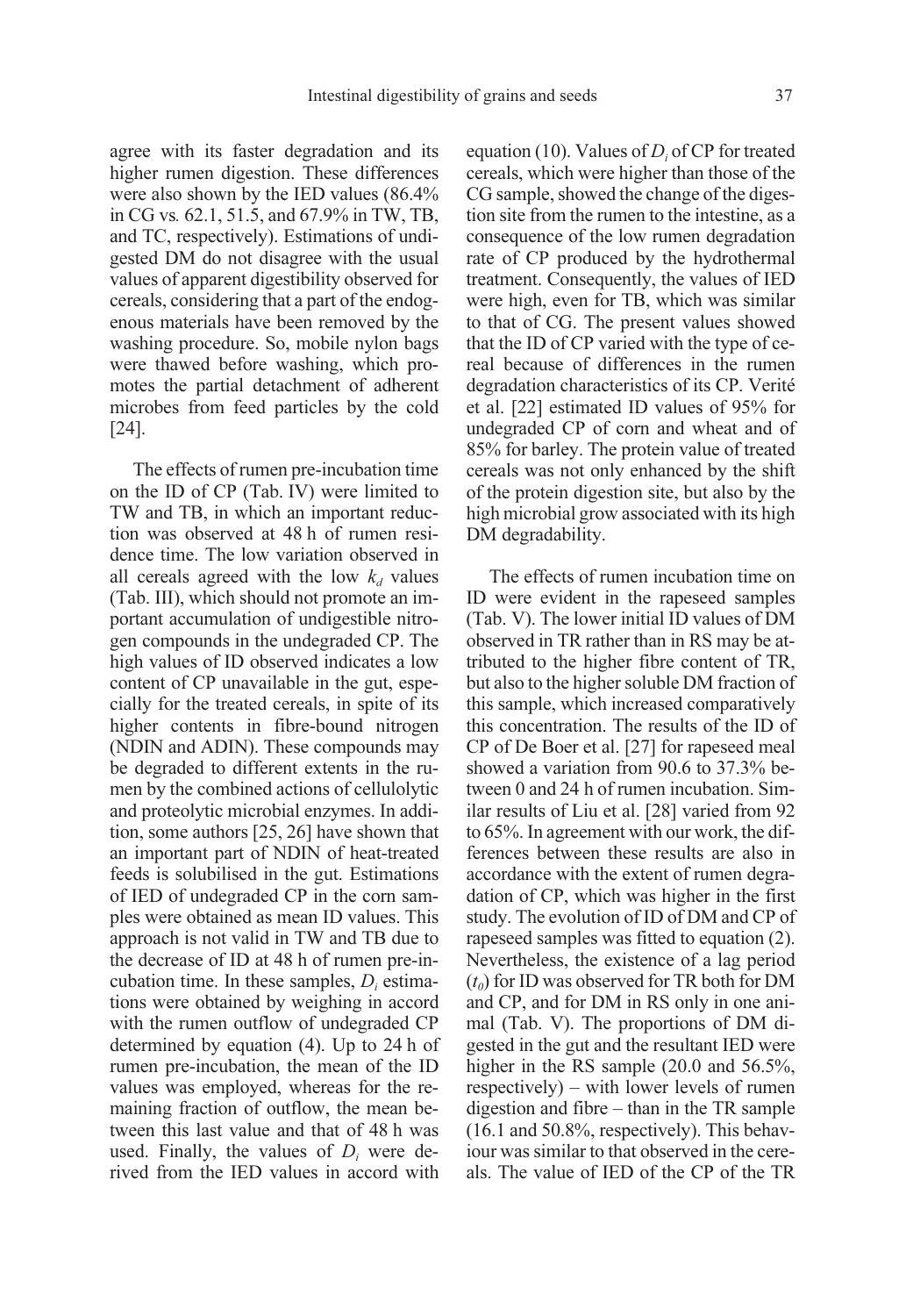agree with its faster degradation and its higher rumen digestion. These differences were also shown by the IED values (86.4% in CG *vs.* 62.1, 51.5, and 67.9% in TW, TB, and TC, respectively). Estimations of undigested DM do not disagree with the usual values of apparent digestibility observed for cereals, considering that a part of the endogenous materials have been removed by the washing procedure. So, mobile nylon bags were thawed before washing, which promotes the partial detachment of adherent microbes from feed particles by the cold [24].

The effects of rumen pre-incubation time on the ID of CP (Tab. IV) were limited to TW and TB, in which an important reduction was observed at 48 h of rumen residence time. The low variation observed in all cereals agreed with the low $k_d$ values (Tab. III), which should not promote an important accumulation of undigestible nitrogen compounds in the undegraded CP. The high values of ID observed indicates a low content of CP unavailable in the gut, especially for the treated cereals, in spite of its higher contents in fibre-bound nitrogen (NDIN and ADIN). These compounds may be degraded to different extents in the rumen by the combined actions of cellulolytic and proteolytic microbial enzymes. In addition, some authors [25, 26] have shown that an important part of NDIN of heat-treated feeds is solubilised in the gut. Estimations of IED of undegraded CP in the corn samples were obtained as mean ID values. This approach is not valid in TW and TB due to the decrease of ID at 48 h of rumen pre-incubation time. In these samples, $D_i$ estimations were obtained by weighing in accord with the rumen outflow of undegraded CP determined by equation (4). Up to 24 h of rumen pre-incubation, the mean of the ID values was employed, whereas for the remaining fraction of outflow, the mean between this last value and that of 48 h was used. Finally, the values of $D_i$ were derived from the IED values in accord with equation (10). Values of $D_i$ of CP for treated cereals, which were higher than those of the CG sample, showed the change of the digestion site from the rumen to the intestine, as a consequence of the low rumen degradation rate of CP produced by the hydrothermal treatment. Consequently, the values of IED were high, even for TB, which was similar to that of CG. The present values showed that the ID of CP varied with the type of cereal because of differences in the rumen degradation characteristics of its CP. Verité et al. [22] estimated ID values of 95% for undegraded CP of corn and wheat and of 85% for barley. The protein value of treated cereals was not only enhanced by the shift of the protein digestion site, but also by the high microbial grow associated with its high DM degradability.

The effects of rumen incubation time on ID were evident in the rapeseed samples (Tab. V). The lower initial ID values of DM observed in TR rather than in RS may be attributed to the higher fibre content of TR, but also to the higher soluble DM fraction of this sample, which increased comparatively this concentration. The results of the ID of CP of De Boer et al. [27] for rapeseed meal showed a variation from 90.6 to 37.3% between 0 and 24 h of rumen incubation. Similar results of Liu et al. [28] varied from 92 to 65%. In agreement with our work, the differences between these results are also in accordance with the extent of rumen degradation of CP, which was higher in the first study. The evolution of ID of DM and CP of rapeseed samples was fitted to equation (2). Nevertheless, the existence of a lag period ($t_0$) for ID was observed for TR both for DM and CP, and for DM in RS only in one animal (Tab. V). The proportions of DM digested in the gut and the resultant IED were higher in the RS sample (20.0 and 56.5%, respectively) – with lower levels of rumen digestion and fibre – than in the TR sample (16.1 and 50.8%, respectively). This behaviour was similar to that observed in the cereals. The value of IED of the CP of the TR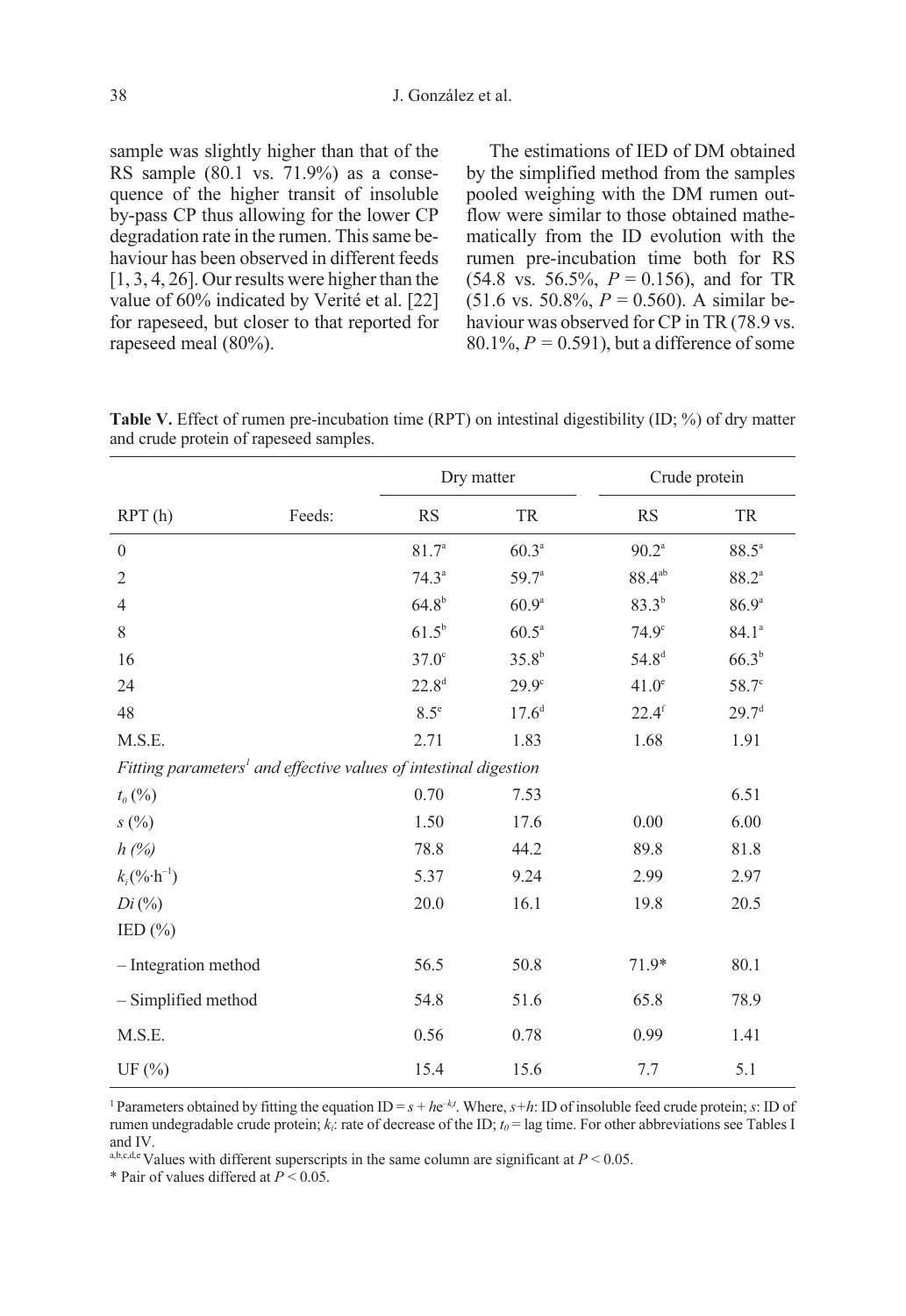sample was slightly higher than that of the RS sample (80.1 vs. 71.9%) as a consequence of the higher transit of insoluble by-pass CP thus allowing for the lower CP degradation rate in the rumen. This same behaviour has been observed in different feeds [1, 3, 4, 26]. Our results were higher than the value of 60% indicated by Verité et al. [22] for rapeseed, but closer to that reported for rapeseed meal (80%).

The estimations of IED of DM obtained by the simplified method from the samples pooled weighing with the DM rumen outflow were similar to those obtained mathematically from the ID evolution with the rumen pre-incubation time both for RS (54.8 vs. 56.5%, $P = 0.156$), and for TR (51.6 vs. 50.8%, $P = 0.560$). A similar behaviour was observed for CP in TR (78.9 vs. 80.1%, $P = 0.591$), but a difference of some

**Table V.** Effect of rumen pre-incubation time (RPT) on intestinal digestibility (ID; %) of dry matter and crude protein of rapeseed samples.

| | | Dry matter | | Crude protein | |
|---|---|---|---|---|---|
| RPT (h) | Feeds: | RS | TR | RS | TR |
| 0 | | 81.7[a] | 60.3[a] | 90.2[a] | 88.5[a] |
| 2 | | 74.3[a] | 59.7[a] | 88.4[ab] | 88.2[a] |
| 4 | | 64.8[b] | 60.9[a] | 83.3[b] | 86.9[a] |
| 8 | | 61.5[b] | 60.5[a] | 74.9[c] | 84.1[a] |
| 16 | | 37.0[c] | 35.8[b] | 54.8[d] | 66.3[b] |
| 24 | | 22.8[d] | 29.9[c] | 41.0[e] | 58.7[c] |
| 48 | | 8.5[e] | 17.6[d] | 22.4[f] | 29.7[d] |
| M.S.E. | | 2.71 | 1.83 | 1.68 | 1.91 |
| *Fitting parameters[1] and effective values of intestinal digestion* | | | | | |
| $t_0$ (%) | | 0.70 | 7.53 | | 6.51 |
| $s$ (%) | | 1.50 | 17.6 | 0.00 | 6.00 |
| $h$ (%) | | 78.8 | 44.2 | 89.8 | 81.8 |
| $k_i$ (%·h$^{-1}$) | | 5.37 | 9.24 | 2.99 | 2.97 |
| $Di$ (%) | | 20.0 | 16.1 | 19.8 | 20.5 |
| IED (%) | | | | | |
| – Integration method | | 56.5 | 50.8 | 71.9* | 80.1 |
| – Simplified method | | 54.8 | 51.6 | 65.8 | 78.9 |
| M.S.E. | | 0.56 | 0.78 | 0.99 | 1.41 |
| UF (%) | | 15.4 | 15.6 | 7.7 | 5.1 |

[1] Parameters obtained by fitting the equation ID = $s + he^{-k_i t}$. Where, $s+h$: ID of insoluble feed crude protein; $s$: ID of rumen undegradable crude protein; $k_i$: rate of decrease of the ID; $t_0$ = lag time. For other abbreviations see Tables I and IV.

[a,b,c,d,e] Values with different superscripts in the same column are significant at $P < 0.05$.

\* Pair of values differed at $P < 0.05$.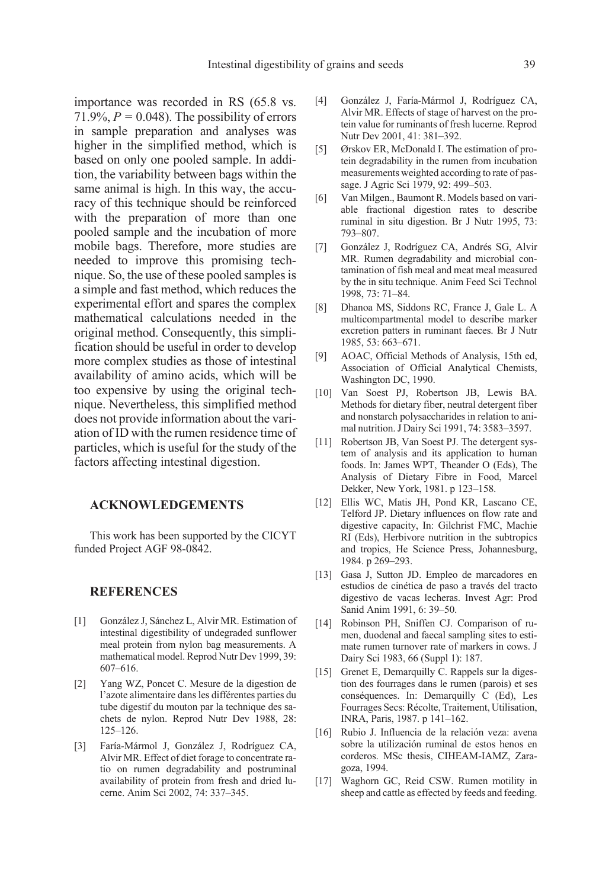importance was recorded in RS (65.8 vs. 71.9%, $P = 0.048$). The possibility of errors in sample preparation and analyses was higher in the simplified method, which is based on only one pooled sample. In addition, the variability between bags within the same animal is high. In this way, the accuracy of this technique should be reinforced with the preparation of more than one pooled sample and the incubation of more mobile bags. Therefore, more studies are needed to improve this promising technique. So, the use of these pooled samples is a simple and fast method, which reduces the experimental effort and spares the complex mathematical calculations needed in the original method. Consequently, this simplification should be useful in order to develop more complex studies as those of intestinal availability of amino acids, which will be too expensive by using the original technique. Nevertheless, this simplified method does not provide information about the variation of ID with the rumen residence time of particles, which is useful for the study of the factors affecting intestinal digestion.

## ACKNOWLEDGEMENTS

This work has been supported by the CICYT funded Project AGF 98-0842.

## REFERENCES

[1] González J, Sánchez L, Alvir MR. Estimation of intestinal digestibility of undegraded sunflower meal protein from nylon bag measurements. A mathematical model. Reprod Nutr Dev 1999, 39: 607–616.

[2] Yang WZ, Poncet C. Mesure de la digestion de l'azote alimentaire dans les différentes parties du tube digestif du mouton par la technique des sachets de nylon. Reprod Nutr Dev 1988, 28: 125–126.

[3] Faría-Mármol J, González J, Rodríguez CA, Alvir MR. Effect of diet forage to concentrate ratio on rumen degradability and postruminal availability of protein from fresh and dried lucerne. Anim Sci 2002, 74: 337–345.

[4] González J, Faría-Mármol J, Rodríguez CA, Alvir MR. Effects of stage of harvest on the protein value for ruminants of fresh lucerne. Reprod Nutr Dev 2001, 41: 381–392.

[5] Ørskov ER, McDonald I. The estimation of protein degradability in the rumen from incubation measurements weighted according to rate of passage. J Agric Sci 1979, 92: 499–503.

[6] Van Milgen., Baumont R. Models based on variable fractional digestion rates to describe ruminal in situ digestion. Br J Nutr 1995, 73: 793–807.

[7] González J, Rodríguez CA, Andrés SG, Alvir MR. Rumen degradability and microbial contamination of fish meal and meat meal measured by the in situ technique. Anim Feed Sci Technol 1998, 73: 71–84.

[8] Dhanoa MS, Siddons RC, France J, Gale L. A multicompartmental model to describe marker excretion patters in ruminant faeces. Br J Nutr 1985, 53: 663–671.

[9] AOAC, Official Methods of Analysis, 15th ed, Association of Official Analytical Chemists, Washington DC, 1990.

[10] Van Soest PJ, Robertson JB, Lewis BA. Methods for dietary fiber, neutral detergent fiber and nonstarch polysaccharides in relation to animal nutrition. J Dairy Sci 1991, 74: 3583–3597.

[11] Robertson JB, Van Soest PJ. The detergent system of analysis and its application to human foods. In: James WPT, Theander O (Eds), The Analysis of Dietary Fibre in Food, Marcel Dekker, New York, 1981. p 123–158.

[12] Ellis WC, Matis JH, Pond KR, Lascano CE, Telford JP. Dietary influences on flow rate and digestive capacity, In: Gilchrist FMC, Machie RI (Eds), Herbivore nutrition in the subtropics and tropics, He Science Press, Johannesburg, 1984. p 269–293.

[13] Gasa J, Sutton JD. Empleo de marcadores en estudios de cinética de paso a través del tracto digestivo de vacas lecheras. Invest Agr: Prod Sanid Anim 1991, 6: 39–50.

[14] Robinson PH, Sniffen CJ. Comparison of rumen, duodenal and faecal sampling sites to estimate rumen turnover rate of markers in cows. J Dairy Sci 1983, 66 (Suppl 1): 187.

[15] Grenet E, Demarquilly C. Rappels sur la digestion des fourrages dans le rumen (parois) et ses conséquences. In: Demarquilly C (Ed), Les Fourrages Secs: Récolte, Traitement, Utilisation, INRA, Paris, 1987. p 141–162.

[16] Rubio J. Influencia de la relación veza: avena sobre la utilización ruminal de estos henos en corderos. MSc thesis, CIHEAM-IAMZ, Zaragoza, 1994.

[17] Waghorn GC, Reid CSW. Rumen motility in sheep and cattle as effected by feeds and feeding.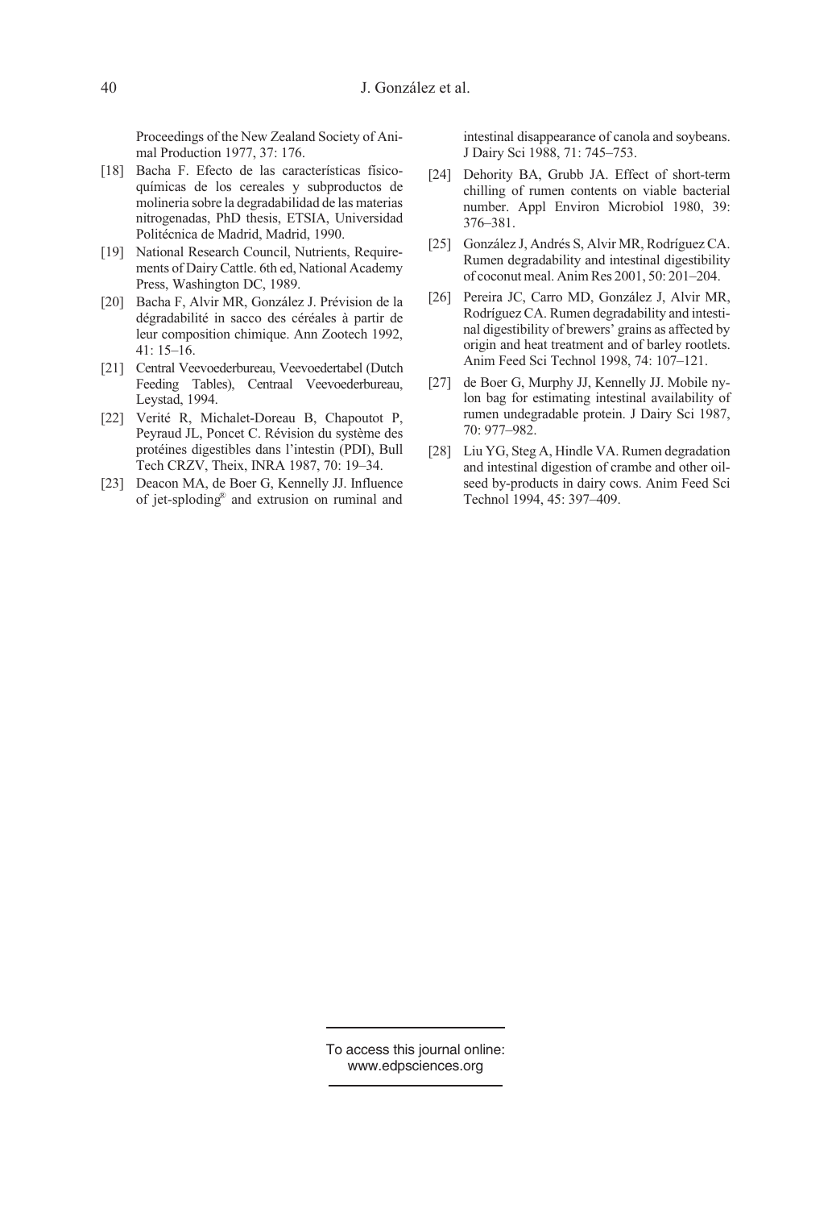Proceedings of the New Zealand Society of Animal Production 1977, 37: 176.

[18] Bacha F. Efecto de las características físico-químicas de los cereales y subproductos de molineria sobre la degradabilidad de las materias nitrogenadas, PhD thesis, ETSIA, Universidad Politécnica de Madrid, Madrid, 1990.

[19] National Research Council, Nutrients, Requirements of Dairy Cattle. 6th ed, National Academy Press, Washington DC, 1989.

[20] Bacha F, Alvir MR, González J. Prévision de la dégradabilité in sacco des céréales à partir de leur composition chimique. Ann Zootech 1992, 41: 15–16.

[21] Central Veevoederbureau, Veevoedertabel (Dutch Feeding Tables), Centraal Veevoederbureau, Leystad, 1994.

[22] Verité R, Michalet-Doreau B, Chapoutot P, Peyraud JL, Poncet C. Révision du système des protéines digestibles dans l'intestin (PDI), Bull Tech CRZV, Theix, INRA 1987, 70: 19–34.

[23] Deacon MA, de Boer G, Kennelly JJ. Influence of jet-sploding® and extrusion on ruminal and intestinal disappearance of canola and soybeans. J Dairy Sci 1988, 71: 745–753.

[24] Dehority BA, Grubb JA. Effect of short-term chilling of rumen contents on viable bacterial number. Appl Environ Microbiol 1980, 39: 376–381.

[25] González J, Andrés S, Alvir MR, Rodríguez CA. Rumen degradability and intestinal digestibility of coconut meal. Anim Res 2001, 50: 201–204.

[26] Pereira JC, Carro MD, González J, Alvir MR, Rodríguez CA. Rumen degradability and intestinal digestibility of brewers' grains as affected by origin and heat treatment and of barley rootlets. Anim Feed Sci Technol 1998, 74: 107–121.

[27] de Boer G, Murphy JJ, Kennelly JJ. Mobile nylon bag for estimating intestinal availability of rumen undegradable protein. J Dairy Sci 1987, 70: 977–982.

[28] Liu YG, Steg A, Hindle VA. Rumen degradation and intestinal digestion of crambe and other oilseed by-products in dairy cows. Anim Feed Sci Technol 1994, 45: 397–409.

To access this journal online:
www.edpsciences.org